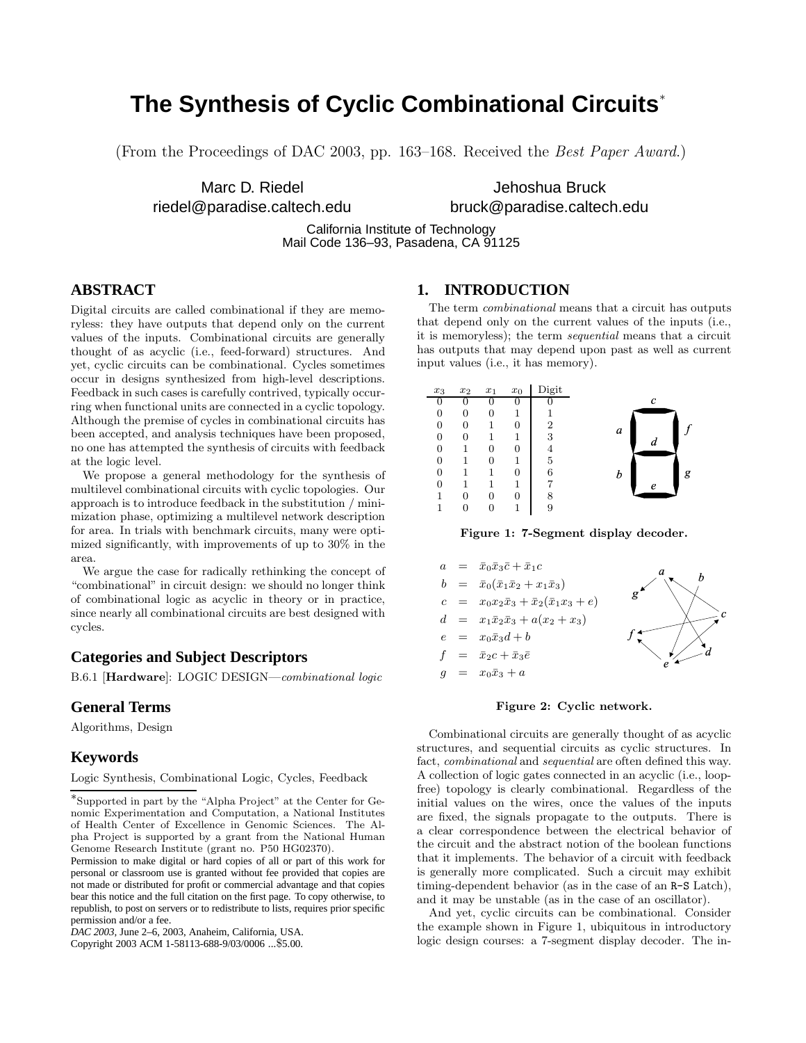# The Synthesis of Cyclic Combinational Circuits*

(From the Proceedings of DAC 2003, pp. 163–168. Received the *Best Paper Award*.)

Marc D. Riedel
riedel@paradise.caltech.edu

Jehoshua Bruck
bruck@paradise.caltech.edu

California Institute of Technology
Mail Code 136–93, Pasadena, CA 91125

## ABSTRACT

Digital circuits are called combinational if they are memoryless: they have outputs that depend only on the current values of the inputs. Combinational circuits are generally thought of as acyclic (i.e., feed-forward) structures. And yet, cyclic circuits can be combinational. Cycles sometimes occur in designs synthesized from high-level descriptions. Feedback in such cases is carefully contrived, typically occurring when functional units are connected in a cyclic topology. Although the premise of cycles in combinational circuits has been accepted, and analysis techniques have been proposed, no one has attempted the synthesis of circuits with feedback at the logic level.

We propose a general methodology for the synthesis of multilevel combinational circuits with cyclic topologies. Our approach is to introduce feedback in the substitution / minimization phase, optimizing a multilevel network description for area. In trials with benchmark circuits, many were optimized significantly, with improvements of up to 30% in the area.

We argue the case for radically rethinking the concept of "combinational" in circuit design: we should no longer think of combinational logic as acyclic in theory or in practice, since nearly all combinational circuits are best designed with cycles.

### Categories and Subject Descriptors

B.6.1 [**Hardware**]: LOGIC DESIGN—*combinational logic*

### General Terms

Algorithms, Design

### Keywords

Logic Synthesis, Combinational Logic, Cycles, Feedback

*Supported in part by the "Alpha Project" at the Center for Genomic Experimentation and Computation, a National Institutes of Health Center of Excellence in Genomic Sciences. The Alpha Project is supported by a grant from the National Human Genome Research Institute (grant no. P50 HG02370).

Permission to make digital or hard copies of all or part of this work for personal or classroom use is granted without fee provided that copies are not made or distributed for profit or commercial advantage and that copies bear this notice and the full citation on the first page. To copy otherwise, to republish, to post on servers or to redistribute to lists, requires prior specific permission and/or a fee.

*DAC 2003*, June 2–6, 2003, Anaheim, California, USA.
Copyright 2003 ACM 1-58113-688-9/03/0006 ...$5.00.

## 1. INTRODUCTION

The term *combinational* means that a circuit has outputs that depend only on the current values of the inputs (i.e., it is memoryless); the term *sequential* means that a circuit has outputs that may depend upon past as well as current input values (i.e., it has memory).

| $x_3$ | $x_2$ | $x_1$ | $x_0$ | Digit |
|---|---|---|---|---|
| 0 | 0 | 0 | 0 | 0 |
| 0 | 0 | 0 | 1 | 1 |
| 0 | 0 | 1 | 0 | 2 |
| 0 | 0 | 1 | 1 | 3 |
| 0 | 1 | 0 | 0 | 4 |
| 0 | 1 | 0 | 1 | 5 |
| 0 | 1 | 1 | 0 | 6 |
| 0 | 1 | 1 | 1 | 7 |
| 1 | 0 | 0 | 0 | 8 |
| 1 | 0 | 0 | 1 | 9 |

c
a f
d
b g
e

**Figure 1: 7-Segment display decoder.**

$$
\begin{aligned}
a &= \bar{x}_0\bar{x}_3\bar{c} + \bar{x}_1 c \\
b &= \bar{x}_0(\bar{x}_1\bar{x}_2 + x_1\bar{x}_3) \\
c &= x_0 x_2\bar{x}_3 + \bar{x}_2(\bar{x}_1 x_3 + e) \\
d &= x_1\bar{x}_2\bar{x}_3 + a(x_2 + x_3) \\
e &= x_0\bar{x}_3 d + b \\
f &= \bar{x}_2 c + \bar{x}_3\bar{e} \\
g &= x_0\bar{x}_3 + a
\end{aligned}
$$

a b g c f d e

**Figure 2: Cyclic network.**

Combinational circuits are generally thought of as acyclic structures, and sequential circuits as cyclic structures. In fact, *combinational* and *sequential* are often defined this way. A collection of logic gates connected in an acyclic (i.e., loop-free) topology is clearly combinational. Regardless of the initial values on the wires, once the values of the inputs are fixed, the signals propagate to the outputs. There is a clear correspondence between the electrical behavior of the circuit and the abstract notion of the boolean functions that it implements. The behavior of a circuit with feedback is generally more complicated. Such a circuit may exhibit timing-dependent behavior (as in the case of an R-S Latch), and it may be unstable (as in the case of an oscillator).

And yet, cyclic circuits can be combinational. Consider the example shown in Figure 1, ubiquitous in introductory logic design courses: a 7-segment display decoder. The in-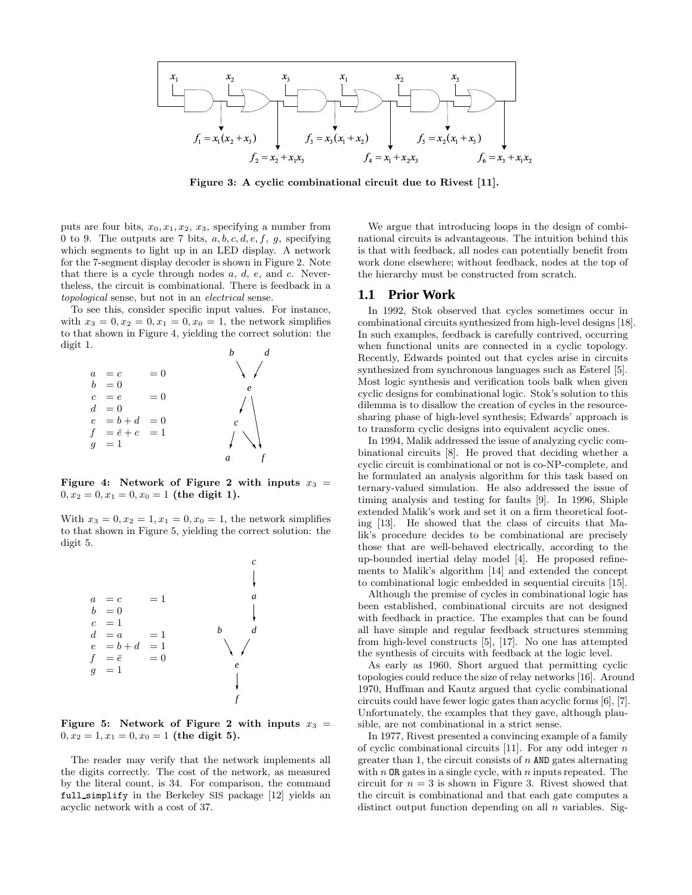$f_1 = x_1(x_2 + x_3)$

$f_2 = x_2 + x_1 x_3$

$f_3 = x_3(x_1 + x_2)$

$f_4 = x_1 + x_2 x_3$

$f_5 = x_2(x_1 + x_3)$

$f_6 = x_3 + x_1 x_2$

**Figure 3: A cyclic combinational circuit due to Rivest [11].**

puts are four bits, $x_0, x_1, x_2, x_3$, specifying a number from 0 to 9. The outputs are 7 bits, $a, b, c, d, e, f, g$, specifying which segments to light up in an LED display. A network for the 7-segment display decoder is shown in Figure 2. Note that there is a cycle through nodes $a$, $d$, $e$, and $c$. Nevertheless, the circuit is combinational. There is feedback in a *topological* sense, but not in an *electrical* sense.

To see this, consider specific input values. For instance, with $x_3 = 0, x_2 = 0, x_1 = 0, x_0 = 1$, the network simplifies to that shown in Figure 4, yielding the correct solution: the digit 1.

$$
\begin{aligned}
a &= c && = 0 \\
b &= 0 && \\
c &= e && = 0 \\
d &= 0 && \\
e &= b + d && = 0 \\
f &= \bar{e} + c && = 1 \\
g &= 1 &&
\end{aligned}
$$

**Figure 4: Network of Figure 2 with inputs $x_3 = 0, x_2 = 0, x_1 = 0, x_0 = 1$ (the digit 1).**

With $x_3 = 0, x_2 = 1, x_1 = 0, x_0 = 1$, the network simplifies to that shown in Figure 5, yielding the correct solution: the digit 5.

$$
\begin{aligned}
a &= c && = 1 \\
b &= 0 && \\
c &= 1 && \\
d &= a && = 1 \\
e &= b + d && = 1 \\
f &= \bar{e} && = 0 \\
g &= 1 &&
\end{aligned}
$$

**Figure 5: Network of Figure 2 with inputs $x_3 = 0, x_2 = 1, x_1 = 0, x_0 = 1$ (the digit 5).**

The reader may verify that the network implements all the digits correctly. The cost of the network, as measured by the literal count, is 34. For comparison, the command `full_simplify` in the Berkeley SIS package [12] yields an acyclic network with a cost of 37.

We argue that introducing loops in the design of combinational circuits is advantageous. The intuition behind this is that with feedback, all nodes can potentially benefit from work done elsewhere; without feedback, nodes at the top of the hierarchy must be constructed from scratch.

## 1.1 Prior Work

In 1992, Stok observed that cycles sometimes occur in combinational circuits synthesized from high-level designs [18]. In such examples, feedback is carefully contrived, occurring when functional units are connected in a cyclic topology. Recently, Edwards pointed out that cycles arise in circuits synthesized from synchronous languages such as Esterel [5]. Most logic synthesis and verification tools balk when given cyclic designs for combinational logic. Stok's solution to this dilemma is to disallow the creation of cycles in the resource-sharing phase of high-level synthesis; Edwards' approach is to transform cyclic designs into equivalent acyclic ones.

In 1994, Malik addressed the issue of analyzing cyclic combinational circuits [8]. He proved that deciding whether a cyclic circuit is combinational or not is co-NP-complete, and he formulated an analysis algorithm for this task based on ternary-valued simulation. He also addressed the issue of timing analysis and testing for faults [9]. In 1996, Shiple extended Malik's work and set it on a firm theoretical footing [13]. He showed that the class of circuits that Malik's procedure decides to be combinational are precisely those that are well-behaved electrically, according to the up-bounded inertial delay model [4]. He proposed refinements to Malik's algorithm [14] and extended the concept to combinational logic embedded in sequential circuits [15].

Although the premise of cycles in combinational logic has been established, combinational circuits are not designed with feedback in practice. The examples that can be found all have simple and regular feedback structures stemming from high-level constructs [5], [17]. No one has attempted the synthesis of circuits with feedback at the logic level.

As early as 1960, Short argued that permitting cyclic topologies could reduce the size of relay networks [16]. Around 1970, Huffman and Kautz argued that cyclic combinational circuits could have fewer logic gates than acyclic forms [6], [7]. Unfortunately, the examples that they gave, although plausible, are not combinational in a strict sense.

In 1977, Rivest presented a convincing example of a family of cyclic combinational circuits [11]. For any odd integer $n$ greater than 1, the circuit consists of $n$ `AND` gates alternating with $n$ `OR` gates in a single cycle, with $n$ inputs repeated. The circuit for $n = 3$ is shown in Figure 3. Rivest showed that the circuit is combinational and that each gate computes a distinct output function depending on all $n$ variables. Sig-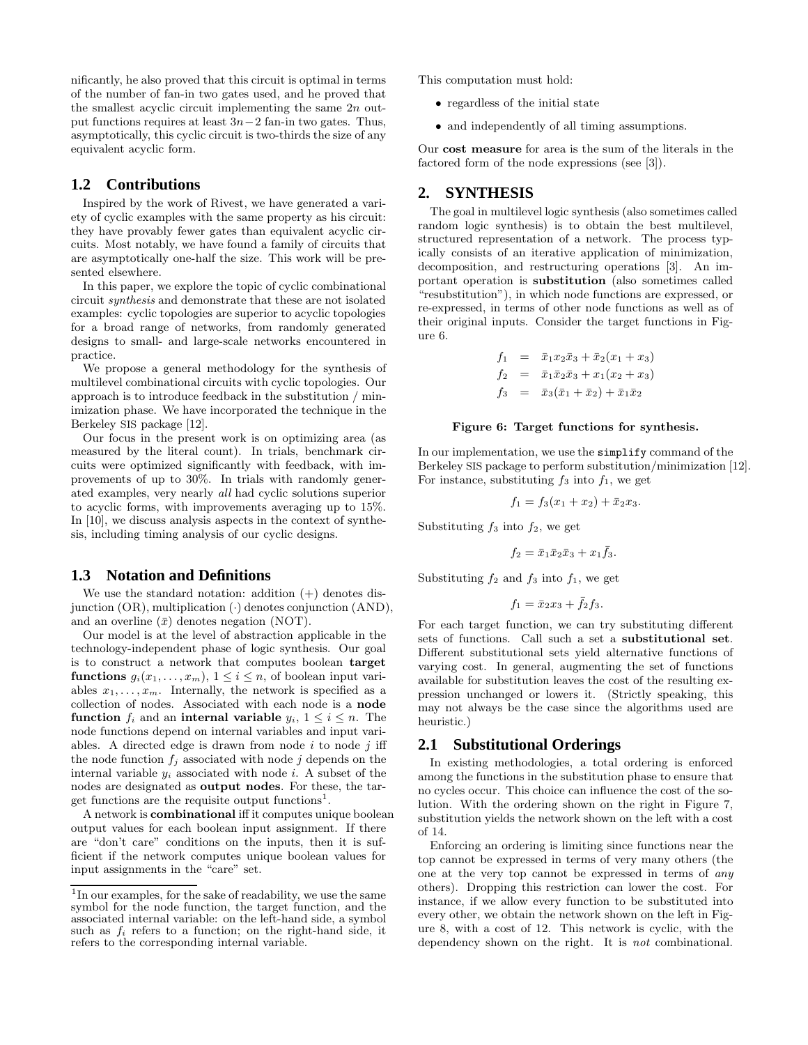nificantly, he also proved that this circuit is optimal in terms of the number of fan-in two gates used, and he proved that the smallest acyclic circuit implementing the same $2n$ output functions requires at least $3n-2$ fan-in two gates. Thus, asymptotically, this cyclic circuit is two-thirds the size of any equivalent acyclic form.

### 1.2 Contributions

Inspired by the work of Rivest, we have generated a variety of cyclic examples with the same property as his circuit: they have provably fewer gates than equivalent acyclic circuits. Most notably, we have found a family of circuits that are asymptotically one-half the size. This work will be presented elsewhere.

In this paper, we explore the topic of cyclic combinational circuit *synthesis* and demonstrate that these are not isolated examples: cyclic topologies are superior to acyclic topologies for a broad range of networks, from randomly generated designs to small- and large-scale networks encountered in practice.

We propose a general methodology for the synthesis of multilevel combinational circuits with cyclic topologies. Our approach is to introduce feedback in the substitution / minimization phase. We have incorporated the technique in the Berkeley SIS package [12].

Our focus in the present work is on optimizing area (as measured by the literal count). In trials, benchmark circuits were optimized significantly with feedback, with improvements of up to 30%. In trials with randomly generated examples, very nearly *all* had cyclic solutions superior to acyclic forms, with improvements averaging up to 15%. In [10], we discuss analysis aspects in the context of synthesis, including timing analysis of our cyclic designs.

### 1.3 Notation and Definitions

We use the standard notation: addition (+) denotes disjunction (OR), multiplication ($\cdot$) denotes conjunction (AND), and an overline ($\bar{x}$) denotes negation (NOT).

Our model is at the level of abstraction applicable in the technology-independent phase of logic synthesis. Our goal is to construct a network that computes boolean **target functions** $g_i(x_1, \ldots, x_m)$, $1 \le i \le n$, of boolean input variables $x_1, \ldots, x_m$. Internally, the network is specified as a collection of nodes. Associated with each node is a **node function** $f_i$ and an **internal variable** $y_i$, $1 \le i \le n$. The node functions depend on internal variables and input variables. A directed edge is drawn from node $i$ to node $j$ iff the node function $f_j$ associated with node $j$ depends on the internal variable $y_i$ associated with node $i$. A subset of the nodes are designated as **output nodes**. For these, the target functions are the requisite output functions[1].

A network is **combinational** iff it computes unique boolean output values for each boolean input assignment. If there are "don't care" conditions on the inputs, then it is sufficient if the network computes unique boolean values for input assignments in the "care" set.

[1]In our examples, for the sake of readability, we use the same symbol for the node function, the target function, and the associated internal variable: on the left-hand side, a symbol such as $f_i$ refers to a function; on the right-hand side, it refers to the corresponding internal variable.

This computation must hold:

- regardless of the initial state
- and independently of all timing assumptions.

Our **cost measure** for area is the sum of the literals in the factored form of the node expressions (see [3]).

## 2. SYNTHESIS

The goal in multilevel logic synthesis (also sometimes called random logic synthesis) is to obtain the best multilevel, structured representation of a network. The process typically consists of an iterative application of minimization, decomposition, and restructuring operations [3]. An important operation is **substitution** (also sometimes called "resubstitution"), in which node functions are expressed, or re-expressed, in terms of other node functions as well as of their original inputs. Consider the target functions in Figure 6.

$$
\begin{aligned}
f_1 &= \bar{x}_1 x_2 \bar{x}_3 + \bar{x}_2(x_1 + x_3) \\
f_2 &= \bar{x}_1 \bar{x}_2 \bar{x}_3 + x_1(x_2 + x_3) \\
f_3 &= \bar{x}_3(\bar{x}_1 + \bar{x}_2) + \bar{x}_1 \bar{x}_2
\end{aligned}
$$

**Figure 6: Target functions for synthesis.**

In our implementation, we use the `simplify` command of the Berkeley SIS package to perform substitution/minimization [12]. For instance, substituting $f_3$ into $f_1$, we get

$$f_1 = f_3(x_1 + x_2) + \bar{x}_2 x_3.$$

Substituting $f_3$ into $f_2$, we get

$$f_2 = \bar{x}_1 \bar{x}_2 \bar{x}_3 + x_1 \bar{f}_3.$$

Substituting $f_2$ and $f_3$ into $f_1$, we get

$$f_1 = \bar{x}_2 x_3 + \bar{f}_2 f_3.$$

For each target function, we can try substituting different sets of functions. Call such a set a **substitutional set**. Different substitutional sets yield alternative functions of varying cost. In general, augmenting the set of functions available for substitution leaves the cost of the resulting expression unchanged or lowers it. (Strictly speaking, this may not always be the case since the algorithms used are heuristic.)

### 2.1 Substitutional Orderings

In existing methodologies, a total ordering is enforced among the functions in the substitution phase to ensure that no cycles occur. This choice can influence the cost of the solution. With the ordering shown on the right in Figure 7, substitution yields the network shown on the left with a cost of 14.

Enforcing an ordering is limiting since functions near the top cannot be expressed in terms of very many others (the one at the very top cannot be expressed in terms of *any* others). Dropping this restriction can lower the cost. For instance, if we allow every function to be substituted into every other, we obtain the network shown on the left in Figure 8, with a cost of 12. This network is cyclic, with the dependency shown on the right. It is *not* combinational.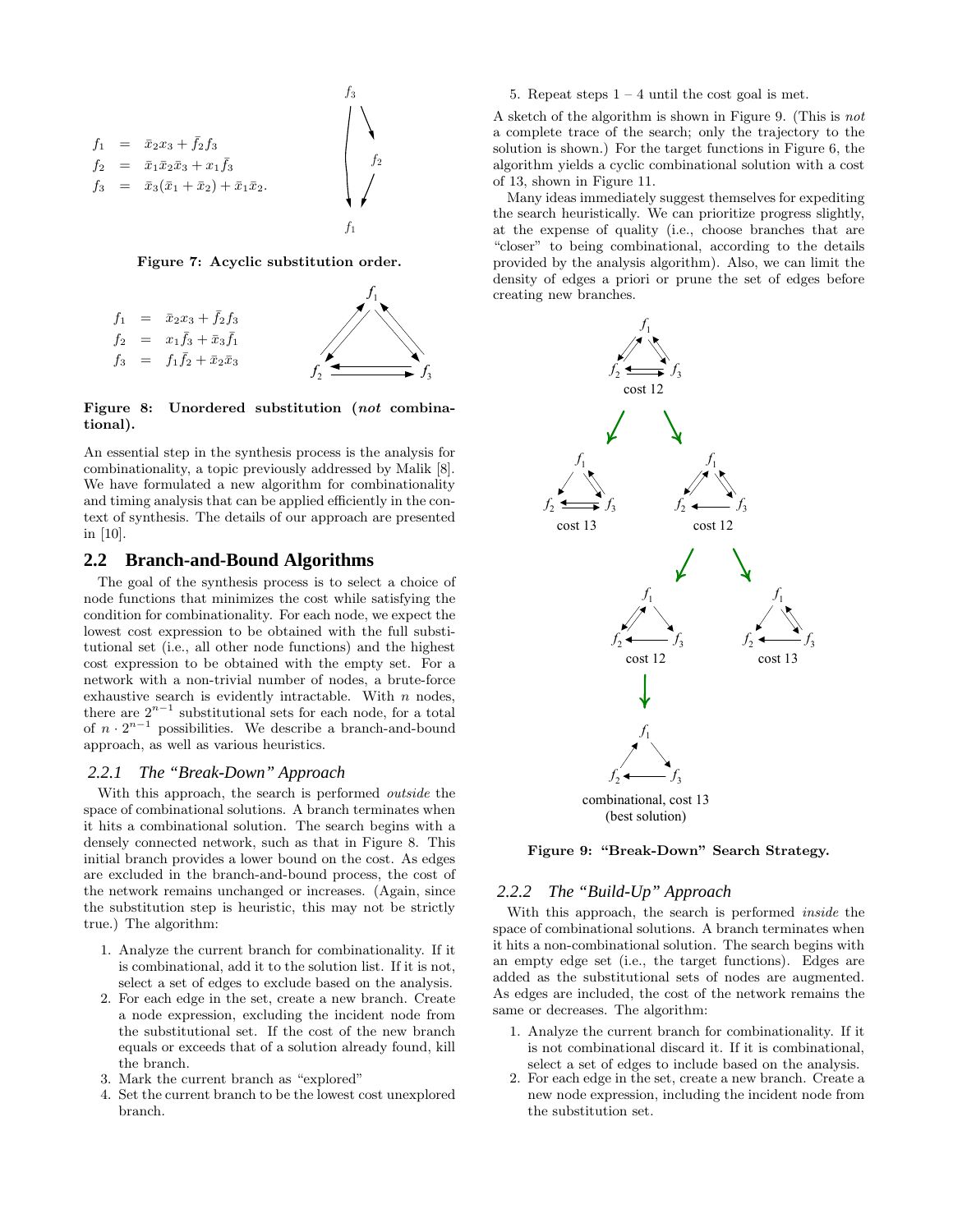$$
\begin{aligned}
f_1 &= \bar{x}_2 x_3 + \bar{f}_2 f_3 \\
f_2 &= \bar{x}_1 \bar{x}_2 \bar{x}_3 + x_1 \bar{f}_3 \\
f_3 &= \bar{x}_3(\bar{x}_1 + \bar{x}_2) + \bar{x}_1 \bar{x}_2.
\end{aligned}
$$

**Figure 7: Acyclic substitution order.**

$$
\begin{aligned}
f_1 &= \bar{x}_2 x_3 + \bar{f}_2 f_3 \\
f_2 &= x_1 \bar{f}_3 + \bar{x}_3 \bar{f}_1 \\
f_3 &= f_1 \bar{f}_2 + \bar{x}_2 \bar{x}_3
\end{aligned}
$$

**Figure 8: Unordered substitution (*not* combinational).**

An essential step in the synthesis process is the analysis for combinationality, a topic previously addressed by Malik [8]. We have formulated a new algorithm for combinationality and timing analysis that can be applied efficiently in the context of synthesis. The details of our approach are presented in [10].

## 2.2 Branch-and-Bound Algorithms

The goal of the synthesis process is to select a choice of node functions that minimizes the cost while satisfying the condition for combinationality. For each node, we expect the lowest cost expression to be obtained with the full substitutional set (i.e., all other node functions) and the highest cost expression to be obtained with the empty set. For a network with a non-trivial number of nodes, a brute-force exhaustive search is evidently intractable. With $n$ nodes, there are $2^{n-1}$ substitutional sets for each node, for a total of $n \cdot 2^{n-1}$ possibilities. We describe a branch-and-bound approach, as well as various heuristics.

### 2.2.1 The "Break-Down" Approach

With this approach, the search is performed *outside* the space of combinational solutions. A branch terminates when it hits a combinational solution. The search begins with a densely connected network, such as that in Figure 8. This initial branch provides a lower bound on the cost. As edges are excluded in the branch-and-bound process, the cost of the network remains unchanged or increases. (Again, since the substitution step is heuristic, this may not be strictly true.) The algorithm:

1. Analyze the current branch for combinationality. If it is combinational, add it to the solution list. If it is not, select a set of edges to exclude based on the analysis.
2. For each edge in the set, create a new branch. Create a node expression, excluding the incident node from the substitutional set. If the cost of the new branch equals or exceeds that of a solution already found, kill the branch.
3. Mark the current branch as "explored"
4. Set the current branch to be the lowest cost unexplored branch.
5. Repeat steps 1 – 4 until the cost goal is met.

A sketch of the algorithm is shown in Figure 9. (This is *not* a complete trace of the search; only the trajectory to the solution is shown.) For the target functions in Figure 6, the algorithm yields a cyclic combinational solution with a cost of 13, shown in Figure 11.

Many ideas immediately suggest themselves for expediting the search heuristically. We can prioritize progress slightly, at the expense of quality (i.e., choose branches that are "closer" to being combinational, according to the details provided by the analysis algorithm). Also, we can limit the density of edges a priori or prune the set of edges before creating new branches.

cost 12

cost 13 cost 12

cost 12 cost 13

combinational, cost 13
(best solution)

**Figure 9: "Break-Down" Search Strategy.**

### 2.2.2 The "Build-Up" Approach

With this approach, the search is performed *inside* the space of combinational solutions. A branch terminates when it hits a non-combinational solution. The search begins with an empty edge set (i.e., the target functions). Edges are added as the substitutional sets of nodes are augmented. As edges are included, the cost of the network remains the same or decreases. The algorithm:

1. Analyze the current branch for combinationality. If it is not combinational discard it. If it is combinational, select a set of edges to include based on the analysis.
2. For each edge in the set, create a new branch. Create a new node expression, including the incident node from the substitution set.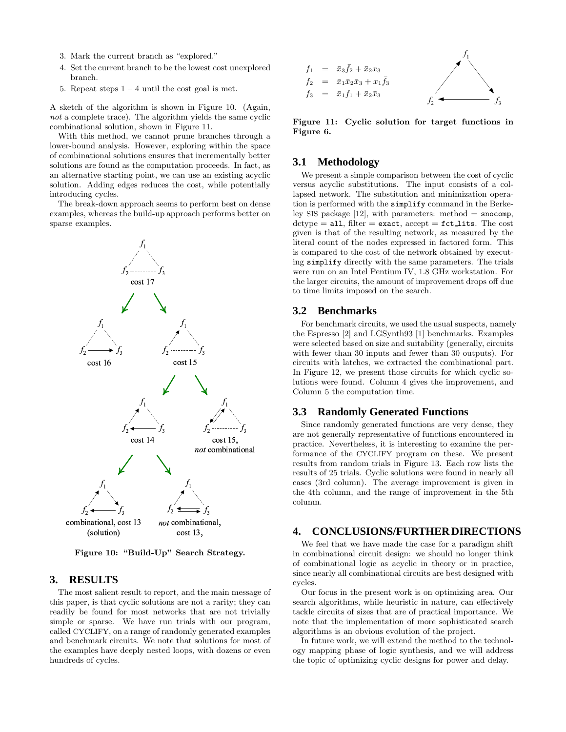3. Mark the current branch as "explored."
4. Set the current branch to be the lowest cost unexplored branch.
5. Repeat steps 1 – 4 until the cost goal is met.

A sketch of the algorithm is shown in Figure 10. (Again, *not* a complete trace). The algorithm yields the same cyclic combinational solution, shown in Figure 11.

With this method, we cannot prune branches through a lower-bound analysis. However, exploring within the space of combinational solutions ensures that incrementally better solutions are found as the computation proceeds. In fact, as an alternative starting point, we can use an existing acyclic solution. Adding edges reduces the cost, while potentially introducing cycles.

The break-down approach seems to perform best on dense examples, whereas the build-up approach performs better on sparse examples.

**Figure 10: "Build-Up" Search Strategy.**

## 3. RESULTS

The most salient result to report, and the main message of this paper, is that cyclic solutions are not a rarity; they can readily be found for most networks that are not trivially simple or sparse. We have run trials with our program, called CYCLIFY, on a range of randomly generated examples and benchmark circuits. We note that solutions for most of the examples have deeply nested loops, with dozens or even hundreds of cycles.

$$
\begin{aligned}
f_1 &= \bar{x}_3 \bar{f}_2 + \bar{x}_2 x_3 \\
f_2 &= \bar{x}_1 \bar{x}_2 \bar{x}_3 + x_1 \bar{f}_3 \\
f_3 &= \bar{x}_1 f_1 + \bar{x}_2 \bar{x}_3
\end{aligned}
$$

**Figure 11: Cyclic solution for target functions in Figure 6.**

### 3.1 Methodology

We present a simple comparison between the cost of cyclic versus acyclic substitutions. The input consists of a collapsed network. The substitution and minimization operation is performed with the `simplify` command in the Berkeley SIS package [12], with parameters: method = `snocomp`, dctype = `all`, filter = `exact`, accept = `fct_lits`. The cost given is that of the resulting network, as measured by the literal count of the nodes expressed in factored form. This is compared to the cost of the network obtained by executing `simplify` directly with the same parameters. The trials were run on an Intel Pentium IV, 1.8 GHz workstation. For the larger circuits, the amount of improvement drops off due to time limits imposed on the search.

### 3.2 Benchmarks

For benchmark circuits, we used the usual suspects, namely the Espresso [2] and LGSynth93 [1] benchmarks. Examples were selected based on size and suitability (generally, circuits with fewer than 30 inputs and fewer than 30 outputs). For circuits with latches, we extracted the combinational part. In Figure 12, we present those circuits for which cyclic solutions were found. Column 4 gives the improvement, and Column 5 the computation time.

### 3.3 Randomly Generated Functions

Since randomly generated functions are very dense, they are not generally representative of functions encountered in practice. Nevertheless, it is interesting to examine the performance of the CYCLIFY program on these. We present results from random trials in Figure 13. Each row lists the results of 25 trials. Cyclic solutions were found in nearly all cases (3rd column). The average improvement is given in the 4th column, and the range of improvement in the 5th column.

## 4. CONCLUSIONS/FURTHER DIRECTIONS

We feel that we have made the case for a paradigm shift in combinational circuit design: we should no longer think of combinational logic as acyclic in theory or in practice, since nearly all combinational circuits are best designed with cycles.

Our focus in the present work is on optimizing area. Our search algorithms, while heuristic in nature, can effectively tackle circuits of sizes that are of practical importance. We note that the implementation of more sophisticated search algorithms is an obvious evolution of the project.

In future work, we will extend the method to the technology mapping phase of logic synthesis, and we will address the topic of optimizing cyclic designs for power and delay.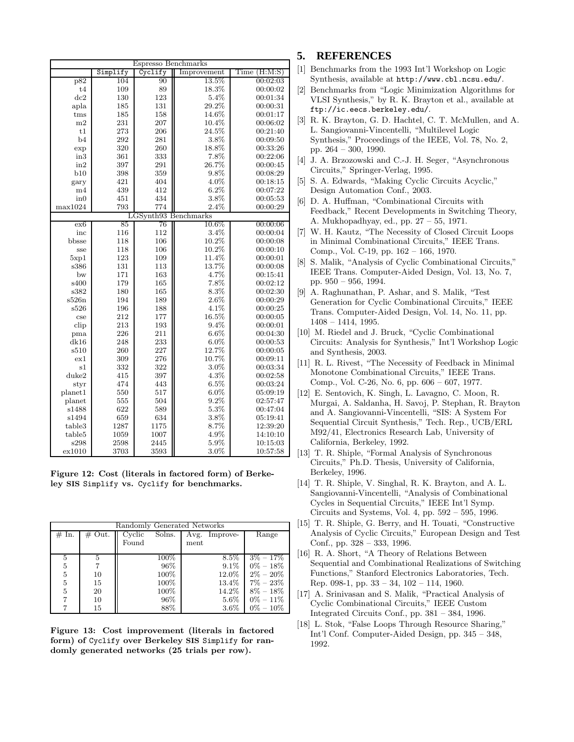| Espresso Benchmarks | | | | |
|---|---|---|---|---|
| | Simplify | Cyclify | Improvement | Time (H:M:S) |
| p82 | 104 | 90 | 13.5% | 00:02:03 |
| t4 | 109 | 89 | 18.3% | 00:00:02 |
| dc2 | 130 | 123 | 5.4% | 00:01:34 |
| apla | 185 | 131 | 29.2% | 00:00:31 |
| tms | 185 | 158 | 14.6% | 00:01:17 |
| m2 | 231 | 207 | 10.4% | 00:06:02 |
| t1 | 273 | 206 | 24.5% | 00:21:40 |
| b4 | 292 | 281 | 3.8% | 00:09:50 |
| exp | 320 | 260 | 18.8% | 00:33:26 |
| in3 | 361 | 333 | 7.8% | 00:22:06 |
| in2 | 397 | 291 | 26.7% | 00:00:45 |
| b10 | 398 | 359 | 9.8% | 00:08:29 |
| gary | 421 | 404 | 4.0% | 00:18:15 |
| m4 | 439 | 412 | 6.2% | 00:07:22 |
| in0 | 451 | 434 | 3.8% | 00:05:53 |
| max1024 | 793 | 774 | 2.4% | 00:00:29 |
| LGSynth93 Benchmarks | | | | |
| ex6 | 85 | 76 | 10.6% | 00:00:06 |
| inc | 116 | 112 | 3.4% | 00:00:04 |
| bbsse | 118 | 106 | 10.2% | 00:00:08 |
| sse | 118 | 106 | 10.2% | 00:00:10 |
| 5xp1 | 123 | 109 | 11.4% | 00:00:01 |
| s386 | 131 | 113 | 13.7% | 00:00:08 |
| bw | 171 | 163 | 4.7% | 00:15:41 |
| s400 | 179 | 165 | 7.8% | 00:02:12 |
| s382 | 180 | 165 | 8.3% | 00:02:30 |
| s526n | 194 | 189 | 2.6% | 00:00:29 |
| s526 | 196 | 188 | 4.1% | 00:00:25 |
| cse | 212 | 177 | 16.5% | 00:00:05 |
| clip | 213 | 193 | 9.4% | 00:00:01 |
| pma | 226 | 211 | 6.6% | 00:04:30 |
| dk16 | 248 | 233 | 6.0% | 00:00:53 |
| s510 | 260 | 227 | 12.7% | 00:00:05 |
| ex1 | 309 | 276 | 10.7% | 00:09:11 |
| s1 | 332 | 322 | 3.0% | 00:03:34 |
| duke2 | 415 | 397 | 4.3% | 00:02:58 |
| styr | 474 | 443 | 6.5% | 00:03:24 |
| planet1 | 550 | 517 | 6.0% | 05:09:19 |
| planet | 555 | 504 | 9.2% | 02:57:47 |
| s1488 | 622 | 589 | 5.3% | 00:47:04 |
| s1494 | 659 | 634 | 3.8% | 05:19:41 |
| table3 | 1287 | 1175 | 8.7% | 12:39:20 |
| table5 | 1059 | 1007 | 4.9% | 14:10:10 |
| s298 | 2598 | 2445 | 5.9% | 10:15:03 |
| ex1010 | 3703 | 3593 | 3.0% | 10:57:58 |

**Figure 12: Cost (literals in factored form) of Berkeley SIS Simplify vs. Cyclify for benchmarks.**

| Randomly Generated Networks | | | | |
|---|---|---|---|---|
| # In. | # Out. | Cyclic Solns. Found | Avg. Improvement | Range |
| 5 | 5 | 100% | 8.5% | 3% – 17% |
| 5 | 7 | 96% | 9.1% | 0% – 18% |
| 5 | 10 | 100% | 12.0% | 2% – 20% |
| 5 | 15 | 100% | 13.4% | 7% – 23% |
| 5 | 20 | 100% | 14.2% | 8% – 18% |
| 7 | 10 | 96% | 5.6% | 0% – 11% |
| 7 | 15 | 88% | 3.6% | 0% – 10% |

**Figure 13: Cost improvement (literals in factored form) of Cyclify over Berkeley SIS Simplify for randomly generated networks (25 trials per row).**

## 5. REFERENCES

[1] Benchmarks from the 1993 Int'l Workshop on Logic Synthesis, available at http://www.cbl.ncsu.edu/.

[2] Benchmarks from "Logic Minimization Algorithms for VLSI Synthesis," by R. K. Brayton et al., available at ftp://ic.eecs.berkeley.edu/.

[3] R. K. Brayton, G. D. Hachtel, C. T. McMullen, and A. L. Sangiovanni-Vincentelli, "Multilevel Logic Synthesis," Proceedings of the IEEE, Vol. 78, No. 2, pp. 264 – 300, 1990.

[4] J. A. Brzozowski and C.-J. H. Seger, "Asynchronous Circuits," Springer-Verlag, 1995.

[5] S. A. Edwards, "Making Cyclic Circuits Acyclic," Design Automation Conf., 2003.

[6] D. A. Huffman, "Combinational Circuits with Feedback," Recent Developments in Switching Theory, A. Mukhopadhyay, ed., pp. 27 – 55, 1971.

[7] W. H. Kautz, "The Necessity of Closed Circuit Loops in Minimal Combinational Circuits," IEEE Trans. Comp., Vol. C-19, pp. 162 – 166, 1970.

[8] S. Malik, "Analysis of Cyclic Combinational Circuits," IEEE Trans. Computer-Aided Design, Vol. 13, No. 7, pp. 950 – 956, 1994.

[9] A. Raghunathan, P. Ashar, and S. Malik, "Test Generation for Cyclic Combinational Circuits," IEEE Trans. Computer-Aided Design, Vol. 14, No. 11, pp. 1408 – 1414, 1995.

[10] M. Riedel and J. Bruck, "Cyclic Combinational Circuits: Analysis for Synthesis," Int'l Workshop Logic and Synthesis, 2003.

[11] R. L. Rivest, "The Necessity of Feedback in Minimal Monotone Combinational Circuits," IEEE Trans. Comp., Vol. C-26, No. 6, pp. 606 – 607, 1977.

[12] E. Sentovich, K. Singh, L. Lavagno, C. Moon, R. Murgai, A. Saldanha, H. Savoj, P. Stephan, R. Brayton and A. Sangiovanni-Vincentelli, "SIS: A System For Sequential Circuit Synthesis," Tech. Rep., UCB/ERL M92/41, Electronics Research Lab, University of California, Berkeley, 1992.

[13] T. R. Shiple, "Formal Analysis of Synchronous Circuits," Ph.D. Thesis, University of California, Berkeley, 1996.

[14] T. R. Shiple, V. Singhal, R. K. Brayton, and A. L. Sangiovanni-Vincentelli, "Analysis of Combinational Cycles in Sequential Circuits," IEEE Int'l Symp. Circuits and Systems, Vol. 4, pp. 592 – 595, 1996.

[15] T. R. Shiple, G. Berry, and H. Touati, "Constructive Analysis of Cyclic Circuits," European Design and Test Conf., pp. 328 – 333, 1996.

[16] R. A. Short, "A Theory of Relations Between Sequential and Combinational Realizations of Switching Functions," Stanford Electronics Laboratories, Tech. Rep. 098-1, pp. 33 – 34, 102 – 114, 1960.

[17] A. Srinivasan and S. Malik, "Practical Analysis of Cyclic Combinational Circuits," IEEE Custom Integrated Circuits Conf., pp. 381 – 384, 1996.

[18] L. Stok, "False Loops Through Resource Sharing," Int'l Conf. Computer-Aided Design, pp. 345 – 348, 1992.